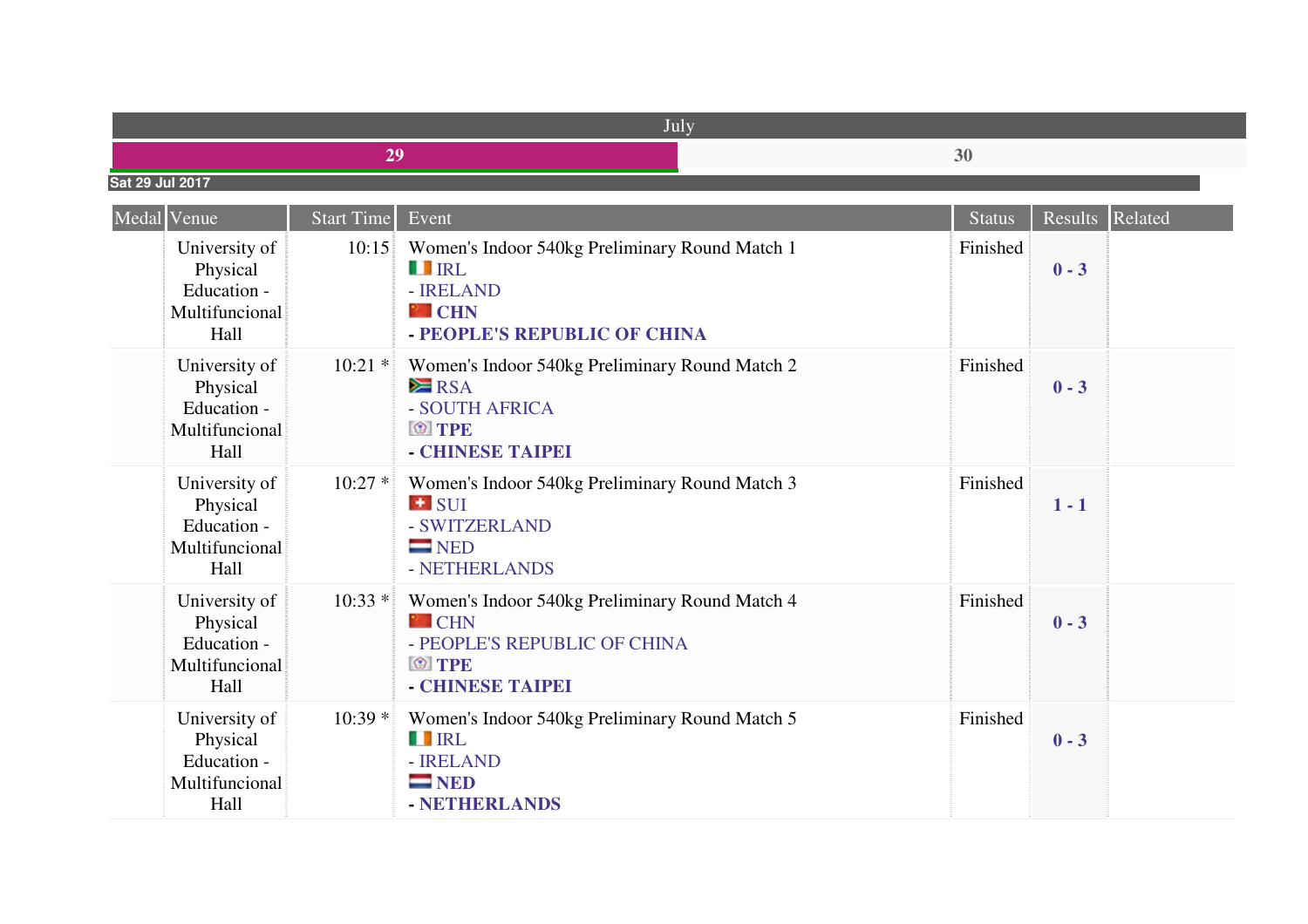| July | |
|---|---|
| 29 | 30 |

**Sat 29 Jul 2017**

| Medal | Venue | Start Time | Event | Status | Results | Related |
|---|---|---|---|---|---|---|
| | University of Physical Education - Multifuncional Hall | 10:15 | Women's Indoor 540kg Preliminary Round Match 1<br>IRL<br>- IRELAND<br>**CHN**<br>**- PEOPLE'S REPUBLIC OF CHINA** | Finished | **0 - 3** | |
| | University of Physical Education - Multifuncional Hall | 10:21 * | Women's Indoor 540kg Preliminary Round Match 2<br>RSA<br>- SOUTH AFRICA<br>**TPE**<br>**- CHINESE TAIPEI** | Finished | **0 - 3** | |
| | University of Physical Education - Multifuncional Hall | 10:27 * | Women's Indoor 540kg Preliminary Round Match 3<br>SUI<br>- SWITZERLAND<br>NED<br>- NETHERLANDS | Finished | **1 - 1** | |
| | University of Physical Education - Multifuncional Hall | 10:33 * | Women's Indoor 540kg Preliminary Round Match 4<br>CHN<br>- PEOPLE'S REPUBLIC OF CHINA<br>**TPE**<br>**- CHINESE TAIPEI** | Finished | **0 - 3** | |
| | University of Physical Education - Multifuncional Hall | 10:39 * | Women's Indoor 540kg Preliminary Round Match 5<br>IRL<br>- IRELAND<br>**NED**<br>**- NETHERLANDS** | Finished | **0 - 3** | |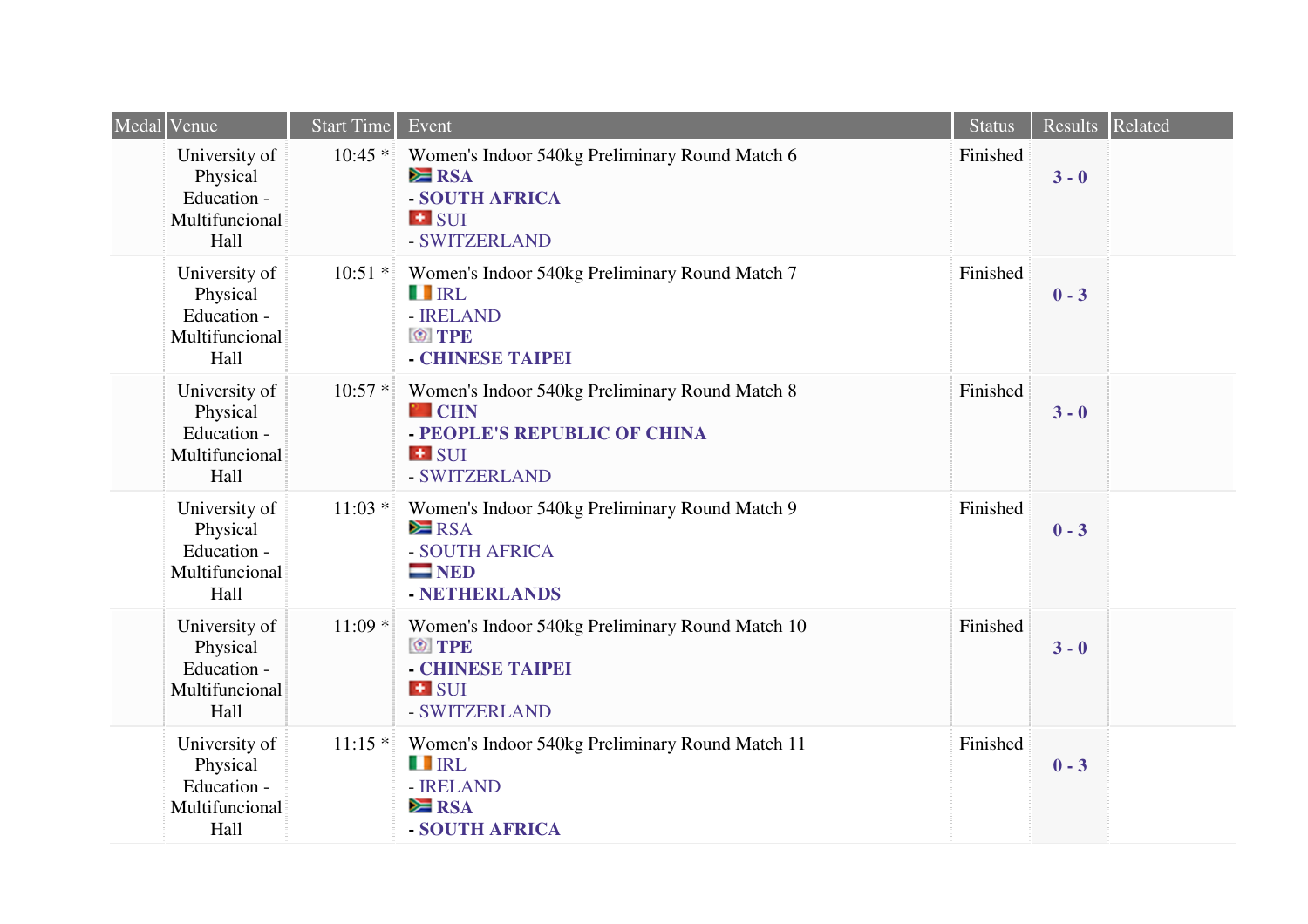| Medal | Venue | Start Time | Event | Status | Results | Related |
|---|---|---|---|---|---|---|
| | University of Physical Education - Multifuncional Hall | 10:45 * | Women's Indoor 540kg Preliminary Round Match 6<br>**RSA - SOUTH AFRICA**<br>SUI - SWITZERLAND | Finished | **3 - 0** | |
| | University of Physical Education - Multifuncional Hall | 10:51 * | Women's Indoor 540kg Preliminary Round Match 7<br>IRL - IRELAND<br>**TPE - CHINESE TAIPEI** | Finished | **0 - 3** | |
| | University of Physical Education - Multifuncional Hall | 10:57 * | Women's Indoor 540kg Preliminary Round Match 8<br>**CHN - PEOPLE'S REPUBLIC OF CHINA**<br>SUI - SWITZERLAND | Finished | **3 - 0** | |
| | University of Physical Education - Multifuncional Hall | 11:03 * | Women's Indoor 540kg Preliminary Round Match 9<br>RSA - SOUTH AFRICA<br>**NED - NETHERLANDS** | Finished | **0 - 3** | |
| | University of Physical Education - Multifuncional Hall | 11:09 * | Women's Indoor 540kg Preliminary Round Match 10<br>**TPE - CHINESE TAIPEI**<br>SUI - SWITZERLAND | Finished | **3 - 0** | |
| | University of Physical Education - Multifuncional Hall | 11:15 * | Women's Indoor 540kg Preliminary Round Match 11<br>IRL - IRELAND<br>**RSA - SOUTH AFRICA** | Finished | **0 - 3** | |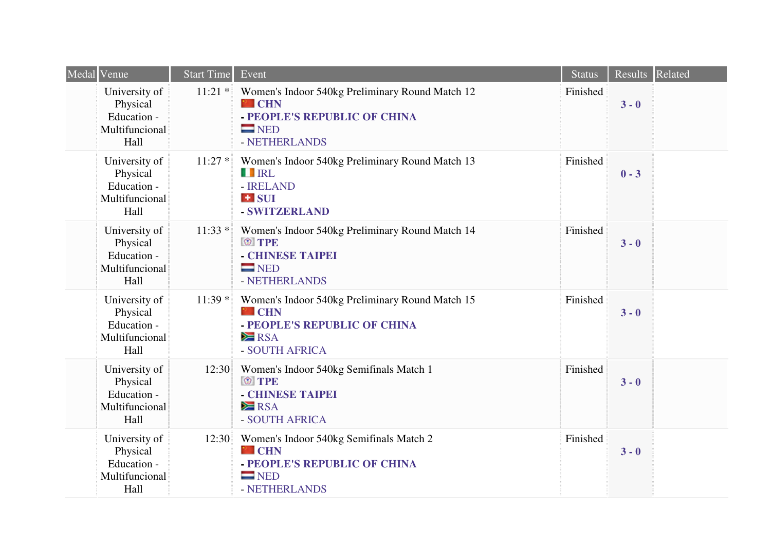| Medal | Venue | Start Time | Event | Status | Results | Related |
|---|---|---|---|---|---|---|
| | University of Physical Education - Multifuncional Hall | 11:21 * | Women's Indoor 540kg Preliminary Round Match 12<br>**CHN - PEOPLE'S REPUBLIC OF CHINA**<br>NED - NETHERLANDS | Finished | **3 - 0** | |
| | University of Physical Education - Multifuncional Hall | 11:27 * | Women's Indoor 540kg Preliminary Round Match 13<br>IRL - IRELAND<br>**SUI - SWITZERLAND** | Finished | **0 - 3** | |
| | University of Physical Education - Multifuncional Hall | 11:33 * | Women's Indoor 540kg Preliminary Round Match 14<br>**TPE - CHINESE TAIPEI**<br>NED - NETHERLANDS | Finished | **3 - 0** | |
| | University of Physical Education - Multifuncional Hall | 11:39 * | Women's Indoor 540kg Preliminary Round Match 15<br>**CHN - PEOPLE'S REPUBLIC OF CHINA**<br>RSA - SOUTH AFRICA | Finished | **3 - 0** | |
| | University of Physical Education - Multifuncional Hall | 12:30 | Women's Indoor 540kg Semifinals Match 1<br>**TPE - CHINESE TAIPEI**<br>RSA - SOUTH AFRICA | Finished | **3 - 0** | |
| | University of Physical Education - Multifuncional Hall | 12:30 | Women's Indoor 540kg Semifinals Match 2<br>**CHN - PEOPLE'S REPUBLIC OF CHINA**<br>NED - NETHERLANDS | Finished | **3 - 0** | |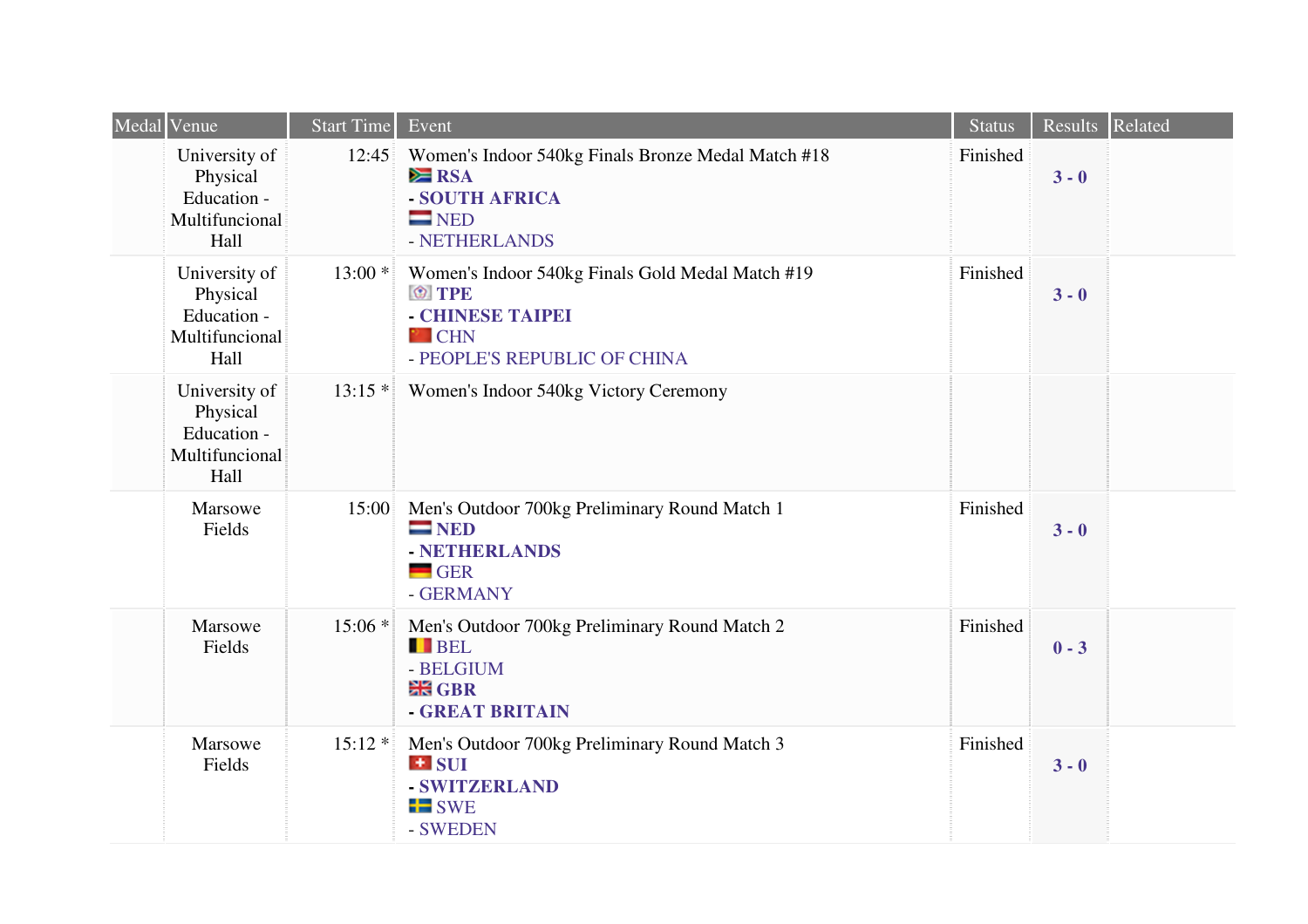| Medal | Venue | Start Time | Event | Status | Results | Related |
|---|---|---|---|---|---|---|
| | University of Physical Education - Multifuncional Hall | 12:45 | Women's Indoor 540kg Finals Bronze Medal Match #18 **RSA - SOUTH AFRICA** NED - NETHERLANDS | Finished | **3 - 0** | |
| | University of Physical Education - Multifuncional Hall | 13:00 * | Women's Indoor 540kg Finals Gold Medal Match #19 **TPE - CHINESE TAIPEI** CHN - PEOPLE'S REPUBLIC OF CHINA | Finished | **3 - 0** | |
| | University of Physical Education - Multifuncional Hall | 13:15 * | Women's Indoor 540kg Victory Ceremony | | | |
| | Marsowe Fields | 15:00 | Men's Outdoor 700kg Preliminary Round Match 1 **NED - NETHERLANDS** GER - GERMANY | Finished | **3 - 0** | |
| | Marsowe Fields | 15:06 * | Men's Outdoor 700kg Preliminary Round Match 2 BEL - BELGIUM **GBR - GREAT BRITAIN** | Finished | **0 - 3** | |
| | Marsowe Fields | 15:12 * | Men's Outdoor 700kg Preliminary Round Match 3 **SUI - SWITZERLAND** SWE - SWEDEN | Finished | **3 - 0** | |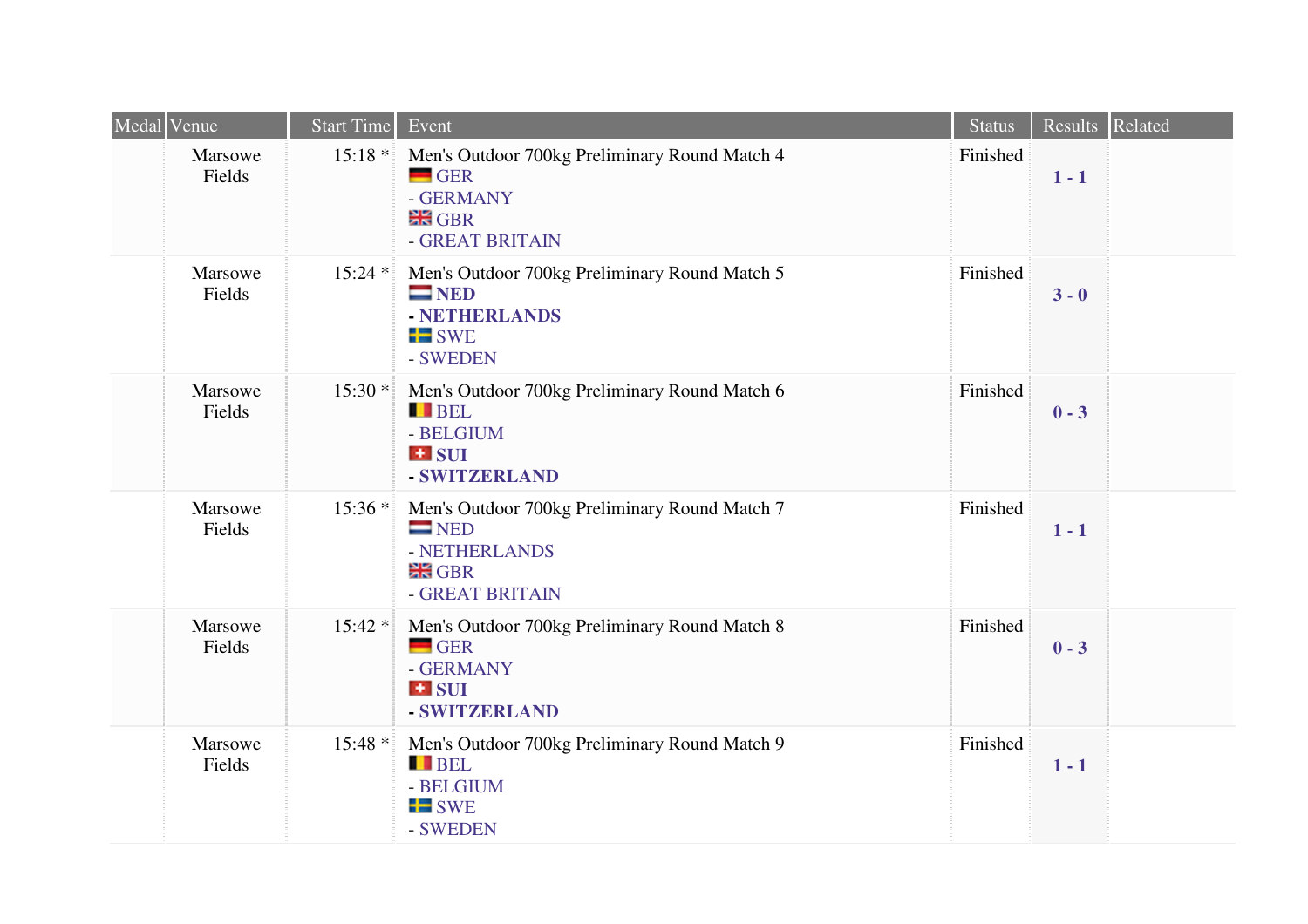| Medal | Venue | Start Time | Event | Status | Results | Related |
| --- | --- | --- | --- | --- | --- | --- |
| | Marsowe Fields | 15:18 * | Men's Outdoor 700kg Preliminary Round Match 4<br>GER<br>- GERMANY<br>GBR<br>- GREAT BRITAIN | Finished | **1 - 1** | |
| | Marsowe Fields | 15:24 * | Men's Outdoor 700kg Preliminary Round Match 5<br>**NED**<br>**- NETHERLANDS**<br>SWE<br>- SWEDEN | Finished | **3 - 0** | |
| | Marsowe Fields | 15:30 * | Men's Outdoor 700kg Preliminary Round Match 6<br>BEL<br>- BELGIUM<br>**SUI**<br>**- SWITZERLAND** | Finished | **0 - 3** | |
| | Marsowe Fields | 15:36 * | Men's Outdoor 700kg Preliminary Round Match 7<br>NED<br>- NETHERLANDS<br>GBR<br>- GREAT BRITAIN | Finished | **1 - 1** | |
| | Marsowe Fields | 15:42 * | Men's Outdoor 700kg Preliminary Round Match 8<br>GER<br>- GERMANY<br>**SUI**<br>**- SWITZERLAND** | Finished | **0 - 3** | |
| | Marsowe Fields | 15:48 * | Men's Outdoor 700kg Preliminary Round Match 9<br>BEL<br>- BELGIUM<br>SWE<br>- SWEDEN | Finished | **1 - 1** | |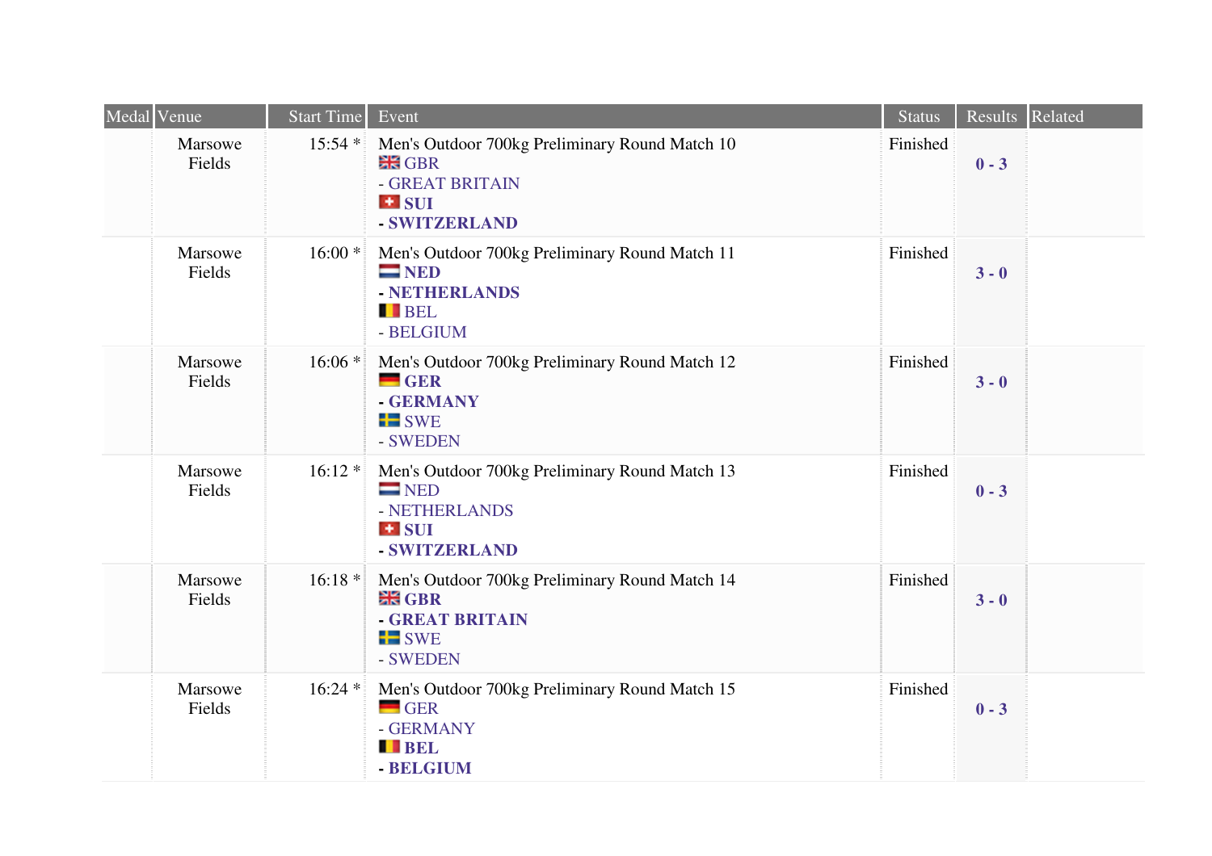| Medal | Venue | Start Time | Event | Status | Results | Related |
|---|---|---|---|---|---|---|
| | Marsowe Fields | 15:54 * | Men's Outdoor 700kg Preliminary Round Match 10<br>GBR<br>- GREAT BRITAIN<br>**SUI**<br>**- SWITZERLAND** | Finished | **0 - 3** | |
| | Marsowe Fields | 16:00 * | Men's Outdoor 700kg Preliminary Round Match 11<br>**NED**<br>**- NETHERLANDS**<br>BEL<br>- BELGIUM | Finished | **3 - 0** | |
| | Marsowe Fields | 16:06 * | Men's Outdoor 700kg Preliminary Round Match 12<br>**GER**<br>**- GERMANY**<br>SWE<br>- SWEDEN | Finished | **3 - 0** | |
| | Marsowe Fields | 16:12 * | Men's Outdoor 700kg Preliminary Round Match 13<br>NED<br>- NETHERLANDS<br>**SUI**<br>**- SWITZERLAND** | Finished | **0 - 3** | |
| | Marsowe Fields | 16:18 * | Men's Outdoor 700kg Preliminary Round Match 14<br>**GBR**<br>**- GREAT BRITAIN**<br>SWE<br>- SWEDEN | Finished | **3 - 0** | |
| | Marsowe Fields | 16:24 * | Men's Outdoor 700kg Preliminary Round Match 15<br>GER<br>- GERMANY<br>**BEL**<br>**- BELGIUM** | Finished | **0 - 3** | |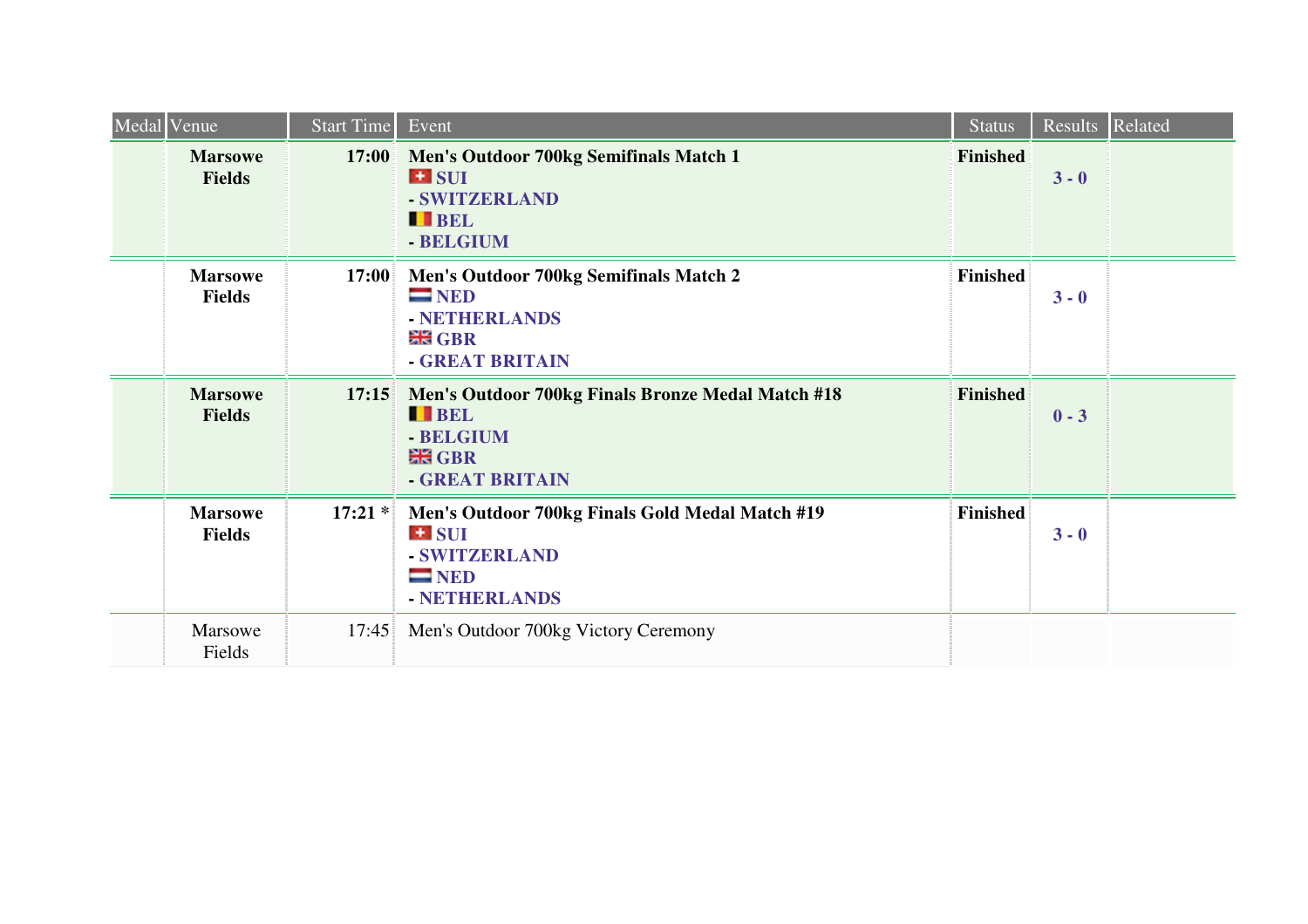| Medal | Venue | Start Time | Event | Status | Results | Related |
| --- | --- | --- | --- | --- | --- | --- |
| | **Marsowe Fields** | **17:00** | **Men's Outdoor 700kg Semifinals Match 1** **SUI - SWITZERLAND** **BEL - BELGIUM** | **Finished** | **3 - 0** | |
| | **Marsowe Fields** | **17:00** | **Men's Outdoor 700kg Semifinals Match 2** **NED - NETHERLANDS** **GBR - GREAT BRITAIN** | **Finished** | **3 - 0** | |
| | **Marsowe Fields** | **17:15** | **Men's Outdoor 700kg Finals Bronze Medal Match #18** **BEL - BELGIUM** **GBR - GREAT BRITAIN** | **Finished** | **0 - 3** | |
| | **Marsowe Fields** | **17:21 *** | **Men's Outdoor 700kg Finals Gold Medal Match #19** **SUI - SWITZERLAND** **NED - NETHERLANDS** | **Finished** | **3 - 0** | |
| | Marsowe Fields | 17:45 | Men's Outdoor 700kg Victory Ceremony | | | |